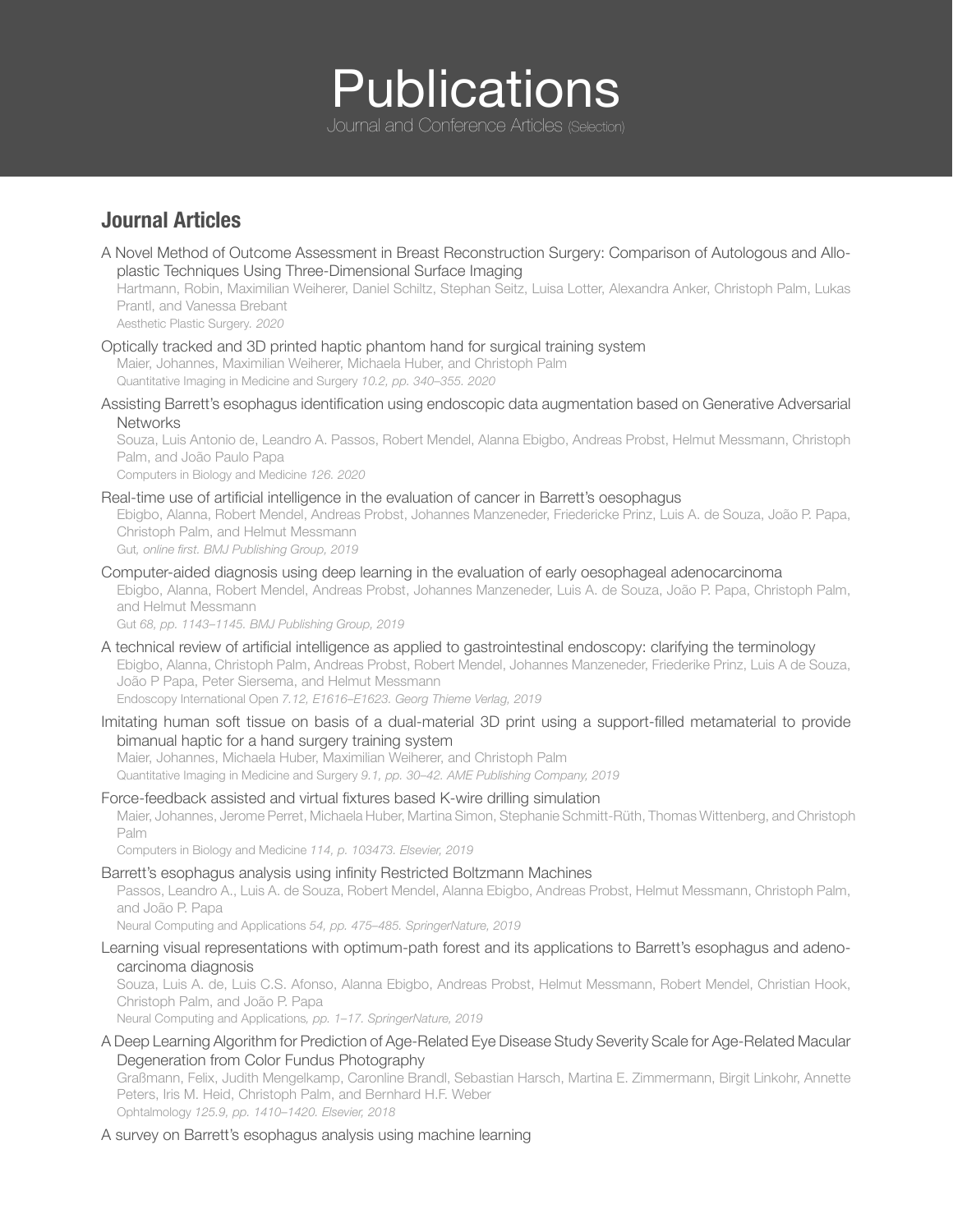# Publications

Journal and Conference Articles (Selection)

## Journal Articles

A Novel Method of Outcome Assessment in Breast Reconstruction Surgery: Comparison of Autologous and Alloplastic Techniques Using Three-Dimensional Surface Imaging
Hartmann, Robin, Maximilian Weiherer, Daniel Schiltz, Stephan Seitz, Luisa Lotter, Alexandra Anker, Christoph Palm, Lukas Prantl, and Vanessa Brebant
Aesthetic Plastic Surgery. *2020*

Optically tracked and 3D printed haptic phantom hand for surgical training system
Maier, Johannes, Maximilian Weiherer, Michaela Huber, and Christoph Palm
Quantitative Imaging in Medicine and Surgery *10.2, pp. 340–355. 2020*

Assisting Barrett's esophagus identification using endoscopic data augmentation based on Generative Adversarial Networks
Souza, Luis Antonio de, Leandro A. Passos, Robert Mendel, Alanna Ebigbo, Andreas Probst, Helmut Messmann, Christoph Palm, and João Paulo Papa
Computers in Biology and Medicine *126. 2020*

Real-time use of artificial intelligence in the evaluation of cancer in Barrett's oesophagus
Ebigbo, Alanna, Robert Mendel, Andreas Probst, Johannes Manzeneder, Friedericke Prinz, Luis A. de Souza, João P. Papa, Christoph Palm, and Helmut Messmann
Gut*, online first. BMJ Publishing Group, 2019*

Computer-aided diagnosis using deep learning in the evaluation of early oesophageal adenocarcinoma
Ebigbo, Alanna, Robert Mendel, Andreas Probst, Johannes Manzeneder, Luis A. de Souza, João P. Papa, Christoph Palm, and Helmut Messmann
Gut *68, pp. 1143–1145. BMJ Publishing Group, 2019*

A technical review of artificial intelligence as applied to gastrointestinal endoscopy: clarifying the terminology
Ebigbo, Alanna, Christoph Palm, Andreas Probst, Robert Mendel, Johannes Manzeneder, Friederike Prinz, Luis A de Souza, João P Papa, Peter Siersema, and Helmut Messmann
Endoscopy International Open *7.12, E1616–E1623. Georg Thieme Verlag, 2019*

Imitating human soft tissue on basis of a dual-material 3D print using a support-filled metamaterial to provide bimanual haptic for a hand surgery training system
Maier, Johannes, Michaela Huber, Maximilian Weiherer, and Christoph Palm
Quantitative Imaging in Medicine and Surgery *9.1, pp. 30–42. AME Publishing Company, 2019*

Force-feedback assisted and virtual fixtures based K-wire drilling simulation
Maier, Johannes, Jerome Perret, Michaela Huber, Martina Simon, Stephanie Schmitt-Rüth, Thomas Wittenberg, and Christoph Palm
Computers in Biology and Medicine *114, p. 103473. Elsevier, 2019*

Barrett's esophagus analysis using infinity Restricted Boltzmann Machines
Passos, Leandro A., Luis A. de Souza, Robert Mendel, Alanna Ebigbo, Andreas Probst, Helmut Messmann, Christoph Palm, and João P. Papa
Neural Computing and Applications *54, pp. 475–485. SpringerNature, 2019*

Learning visual representations with optimum-path forest and its applications to Barrett's esophagus and adenocarcinoma diagnosis
Souza, Luis A. de, Luis C.S. Afonso, Alanna Ebigbo, Andreas Probst, Helmut Messmann, Robert Mendel, Christian Hook, Christoph Palm, and João P. Papa
Neural Computing and Applications*, pp. 1–17. SpringerNature, 2019*

A Deep Learning Algorithm for Prediction of Age-Related Eye Disease Study Severity Scale for Age-Related Macular Degeneration from Color Fundus Photography
Graßmann, Felix, Judith Mengelkamp, Caronline Brandl, Sebastian Harsch, Martina E. Zimmermann, Birgit Linkohr, Annette Peters, Iris M. Heid, Christoph Palm, and Bernhard H.F. Weber
Ophtalmology *125.9, pp. 1410–1420. Elsevier, 2018*

A survey on Barrett's esophagus analysis using machine learning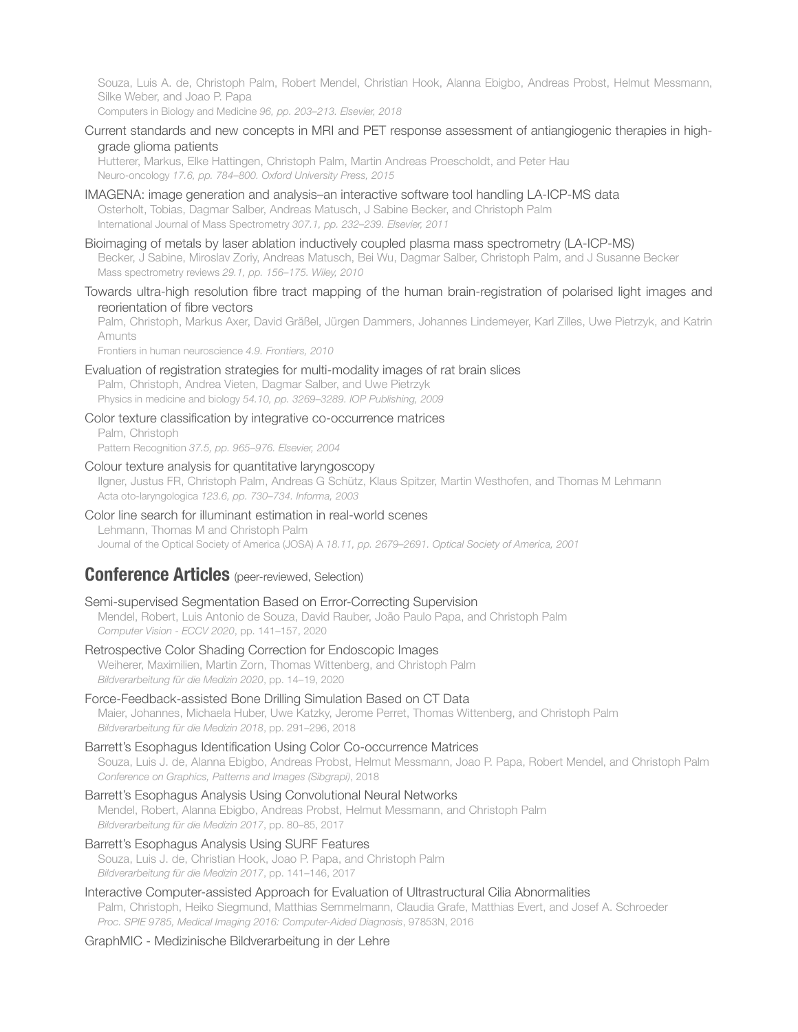Souza, Luis A. de, Christoph Palm, Robert Mendel, Christian Hook, Alanna Ebigbo, Andreas Probst, Helmut Messmann, Silke Weber, and Joao P. Papa
Computers in Biology and Medicine *96, pp. 203–213. Elsevier, 2018*

Current standards and new concepts in MRI and PET response assessment of antiangiogenic therapies in high-grade glioma patients
Hutterer, Markus, Elke Hattingen, Christoph Palm, Martin Andreas Proescholdt, and Peter Hau
Neuro-oncology *17.6, pp. 784–800. Oxford University Press, 2015*

IMAGENA: image generation and analysis–an interactive software tool handling LA-ICP-MS data
Osterholt, Tobias, Dagmar Salber, Andreas Matusch, J Sabine Becker, and Christoph Palm
International Journal of Mass Spectrometry *307.1, pp. 232–239. Elsevier, 2011*

Bioimaging of metals by laser ablation inductively coupled plasma mass spectrometry (LA-ICP-MS)
Becker, J Sabine, Miroslav Zoriy, Andreas Matusch, Bei Wu, Dagmar Salber, Christoph Palm, and J Susanne Becker
Mass spectrometry reviews *29.1, pp. 156–175. Wiley, 2010*

Towards ultra-high resolution fibre tract mapping of the human brain-registration of polarised light images and reorientation of fibre vectors
Palm, Christoph, Markus Axer, David Gräßel, Jürgen Dammers, Johannes Lindemeyer, Karl Zilles, Uwe Pietrzyk, and Katrin Amunts
Frontiers in human neuroscience *4.9. Frontiers, 2010*

Evaluation of registration strategies for multi-modality images of rat brain slices
Palm, Christoph, Andrea Vieten, Dagmar Salber, and Uwe Pietrzyk
Physics in medicine and biology *54.10, pp. 3269–3289. IOP Publishing, 2009*

Color texture classification by integrative co-occurrence matrices
Palm, Christoph
Pattern Recognition *37.5, pp. 965–976. Elsevier, 2004*

Colour texture analysis for quantitative laryngoscopy
Ilgner, Justus FR, Christoph Palm, Andreas G Schütz, Klaus Spitzer, Martin Westhofen, and Thomas M Lehmann
Acta oto-laryngologica *123.6, pp. 730–734. Informa, 2003*

Color line search for illuminant estimation in real-world scenes
Lehmann, Thomas M and Christoph Palm
Journal of the Optical Society of America (JOSA) A *18.11, pp. 2679–2691. Optical Society of America, 2001*

## Conference Articles (peer-reviewed, Selection)

Semi-supervised Segmentation Based on Error-Correcting Supervision
Mendel, Robert, Luis Antonio de Souza, David Rauber, João Paulo Papa, and Christoph Palm
*Computer Vision - ECCV 2020*, pp. 141–157, 2020

Retrospective Color Shading Correction for Endoscopic Images
Weiherer, Maximilien, Martin Zorn, Thomas Wittenberg, and Christoph Palm
*Bildverarbeitung für die Medizin 2020*, pp. 14–19, 2020

Force-Feedback-assisted Bone Drilling Simulation Based on CT Data
Maier, Johannes, Michaela Huber, Uwe Katzky, Jerome Perret, Thomas Wittenberg, and Christoph Palm
*Bildverarbeitung für die Medizin 2018*, pp. 291–296, 2018

Barrett's Esophagus Identification Using Color Co-occurrence Matrices
Souza, Luis J. de, Alanna Ebigbo, Andreas Probst, Helmut Messmann, Joao P. Papa, Robert Mendel, and Christoph Palm
*Conference on Graphics, Patterns and Images (Sibgrapi)*, 2018

Barrett's Esophagus Analysis Using Convolutional Neural Networks
Mendel, Robert, Alanna Ebigbo, Andreas Probst, Helmut Messmann, and Christoph Palm
*Bildverarbeitung für die Medizin 2017*, pp. 80–85, 2017

Barrett's Esophagus Analysis Using SURF Features
Souza, Luis J. de, Christian Hook, Joao P. Papa, and Christoph Palm
*Bildverarbeitung für die Medizin 2017*, pp. 141–146, 2017

Interactive Computer-assisted Approach for Evaluation of Ultrastructural Cilia Abnormalities
Palm, Christoph, Heiko Siegmund, Matthias Semmelmann, Claudia Grafe, Matthias Evert, and Josef A. Schroeder
*Proc. SPIE 9785, Medical Imaging 2016: Computer-Aided Diagnosis*, 97853N, 2016

GraphMIC - Medizinische Bildverarbeitung in der Lehre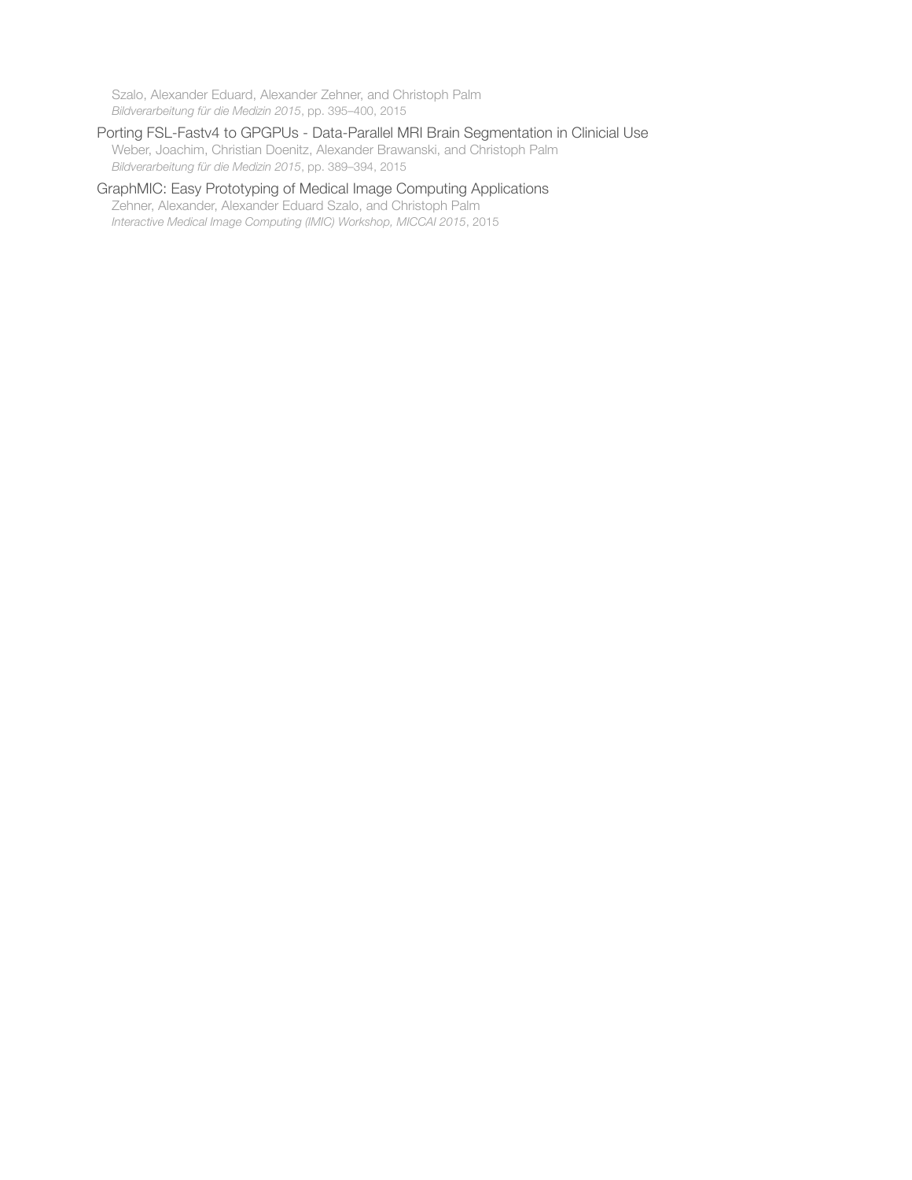Szalo, Alexander Eduard, Alexander Zehner, and Christoph Palm
*Bildverarbeitung für die Medizin 2015*, pp. 395–400, 2015

Porting FSL-Fastv4 to GPGPUs - Data-Parallel MRI Brain Segmentation in Clinicial Use
Weber, Joachim, Christian Doenitz, Alexander Brawanski, and Christoph Palm
*Bildverarbeitung für die Medizin 2015*, pp. 389–394, 2015

GraphMIC: Easy Prototyping of Medical Image Computing Applications
Zehner, Alexander, Alexander Eduard Szalo, and Christoph Palm
*Interactive Medical Image Computing (IMIC) Workshop, MICCAI 2015*, 2015